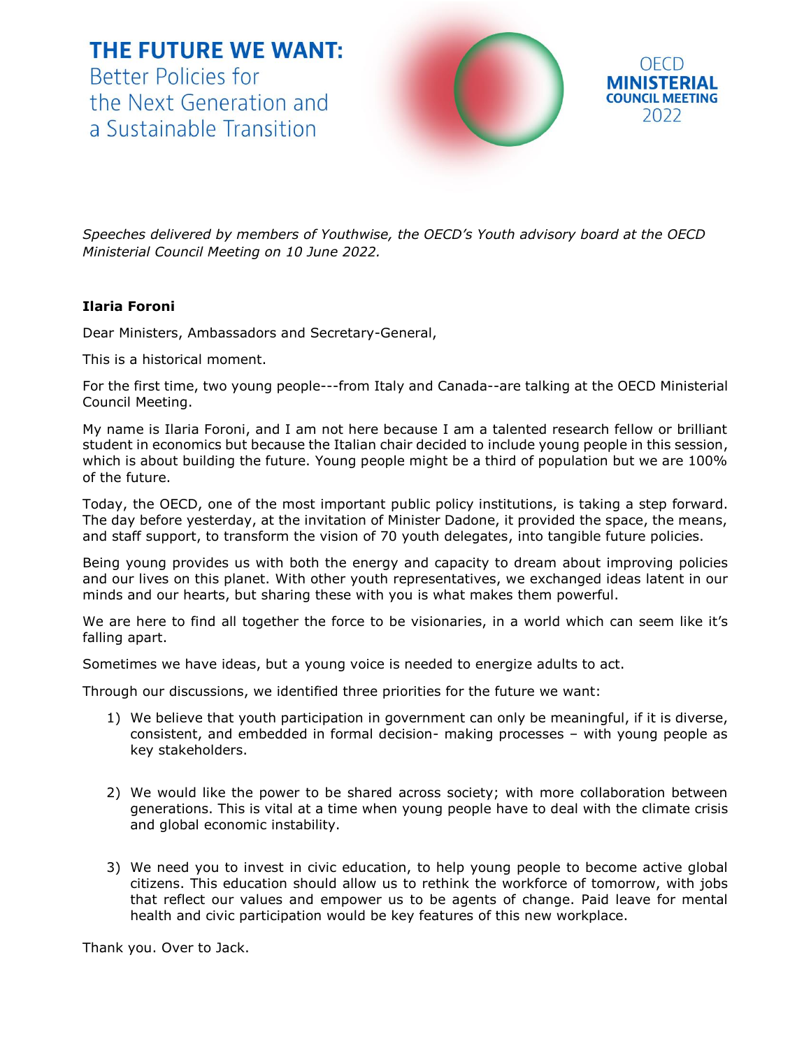# THE FUTURE WE WANT:

Better Policies for the Next Generation and a Sustainable Transition

OECD **MINISTERIAL COUNCIL MEETING** 2022

*Speeches delivered by members of Youthwise, the OECD's Youth advisory board at the OECD Ministerial Council Meeting on 10 June 2022.*

**Ilaria Foroni**

Dear Ministers, Ambassadors and Secretary-General,

This is a historical moment.

For the first time, two young people---from Italy and Canada--are talking at the OECD Ministerial Council Meeting.

My name is Ilaria Foroni, and I am not here because I am a talented research fellow or brilliant student in economics but because the Italian chair decided to include young people in this session, which is about building the future. Young people might be a third of population but we are 100% of the future.

Today, the OECD, one of the most important public policy institutions, is taking a step forward. The day before yesterday, at the invitation of Minister Dadone, it provided the space, the means, and staff support, to transform the vision of 70 youth delegates, into tangible future policies.

Being young provides us with both the energy and capacity to dream about improving policies and our lives on this planet. With other youth representatives, we exchanged ideas latent in our minds and our hearts, but sharing these with you is what makes them powerful.

We are here to find all together the force to be visionaries, in a world which can seem like it's falling apart.

Sometimes we have ideas, but a young voice is needed to energize adults to act.

Through our discussions, we identified three priorities for the future we want:

1) We believe that youth participation in government can only be meaningful, if it is diverse, consistent, and embedded in formal decision- making processes – with young people as key stakeholders.

2) We would like the power to be shared across society; with more collaboration between generations. This is vital at a time when young people have to deal with the climate crisis and global economic instability.

3) We need you to invest in civic education, to help young people to become active global citizens. This education should allow us to rethink the workforce of tomorrow, with jobs that reflect our values and empower us to be agents of change. Paid leave for mental health and civic participation would be key features of this new workplace.

Thank you. Over to Jack.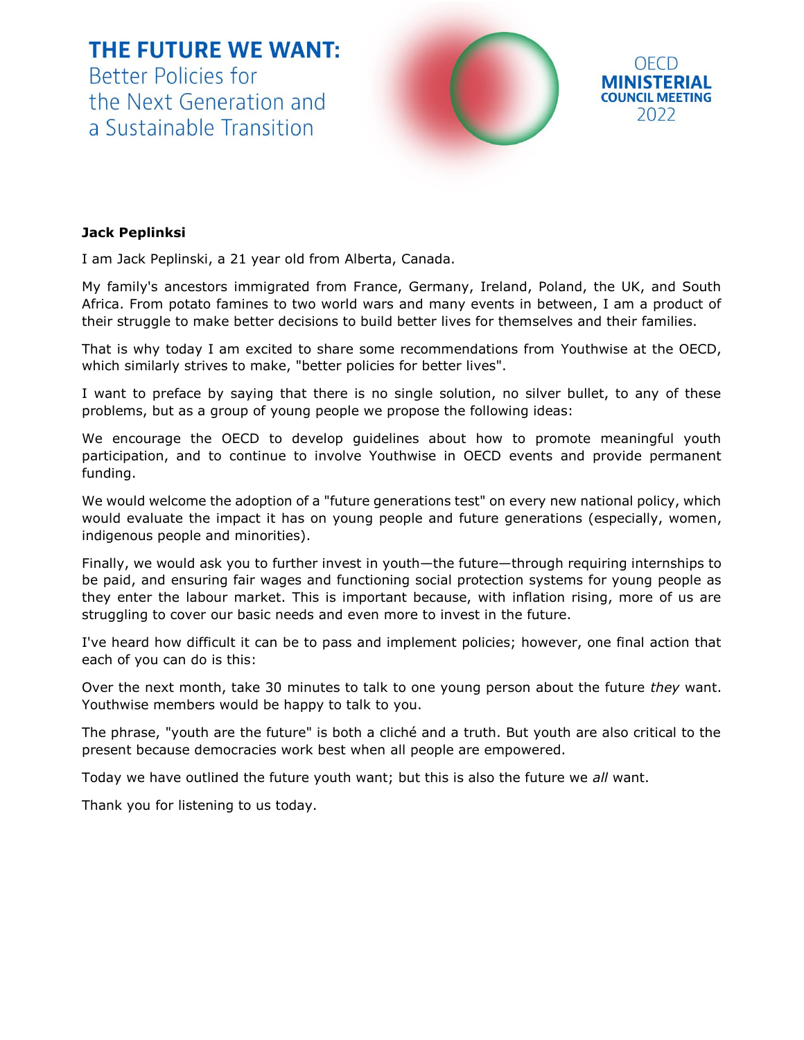# THE FUTURE WE WANT:
Better Policies for the Next Generation and a Sustainable Transition

OECD **MINISTERIAL COUNCIL MEETING** 2022

**Jack Peplinksi**

I am Jack Peplinski, a 21 year old from Alberta, Canada.

My family's ancestors immigrated from France, Germany, Ireland, Poland, the UK, and South Africa. From potato famines to two world wars and many events in between, I am a product of their struggle to make better decisions to build better lives for themselves and their families.

That is why today I am excited to share some recommendations from Youthwise at the OECD, which similarly strives to make, "better policies for better lives".

I want to preface by saying that there is no single solution, no silver bullet, to any of these problems, but as a group of young people we propose the following ideas:

We encourage the OECD to develop guidelines about how to promote meaningful youth participation, and to continue to involve Youthwise in OECD events and provide permanent funding.

We would welcome the adoption of a "future generations test" on every new national policy, which would evaluate the impact it has on young people and future generations (especially, women, indigenous people and minorities).

Finally, we would ask you to further invest in youth—the future—through requiring internships to be paid, and ensuring fair wages and functioning social protection systems for young people as they enter the labour market. This is important because, with inflation rising, more of us are struggling to cover our basic needs and even more to invest in the future.

I've heard how difficult it can be to pass and implement policies; however, one final action that each of you can do is this:

Over the next month, take 30 minutes to talk to one young person about the future *they* want. Youthwise members would be happy to talk to you.

The phrase, "youth are the future" is both a cliché and a truth. But youth are also critical to the present because democracies work best when all people are empowered.

Today we have outlined the future youth want; but this is also the future we *all* want.

Thank you for listening to us today.